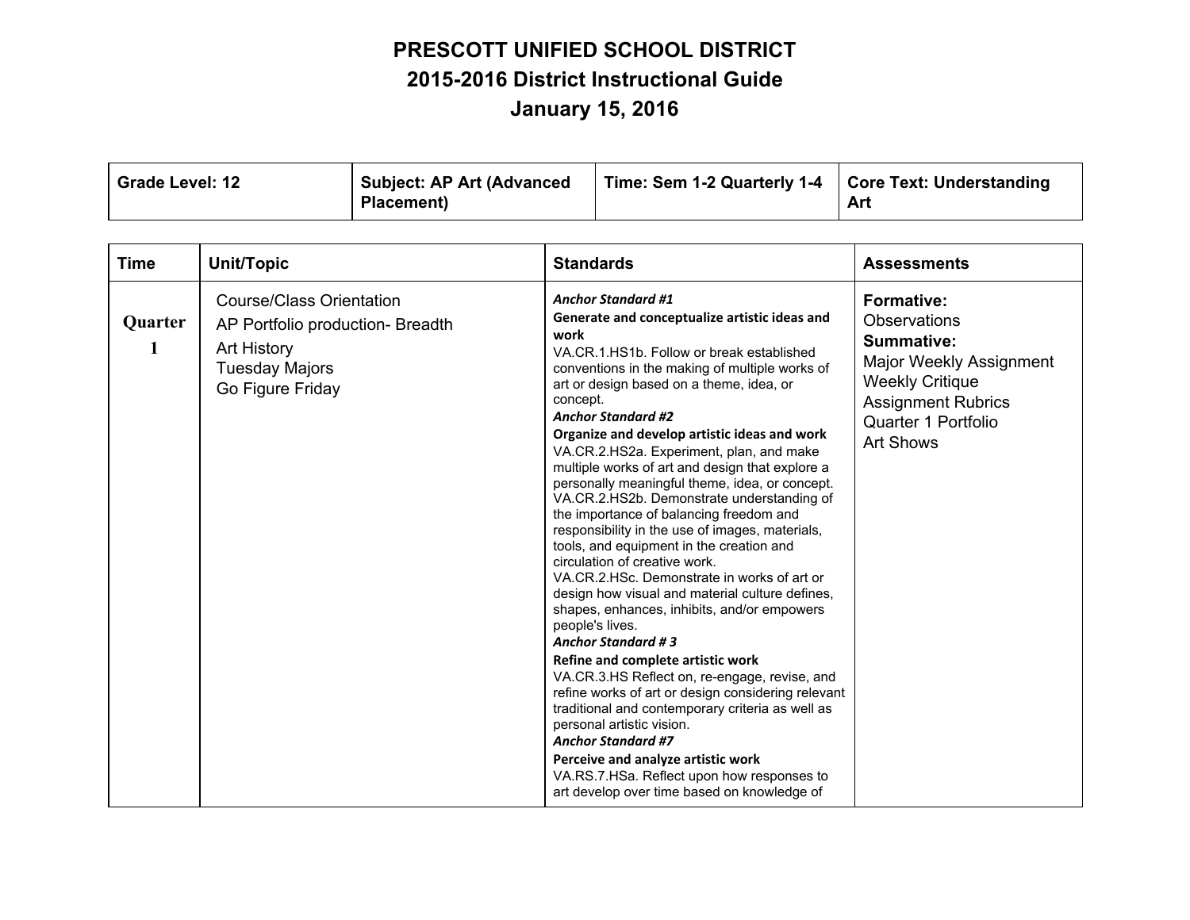# PRESCOTT UNIFIED SCHOOL DISTRICT

## 2015-2016 District Instructional Guide

## January 15, 2016

| Grade Level: 12 | Subject: AP Art (Advanced Placement) | Time: Sem 1-2 Quarterly 1-4 | Core Text: Understanding Art |
|---|---|---|---|

| Time | Unit/Topic | Standards | Assessments |
|---|---|---|---|
| **Quarter 1** | Course/Class Orientation<br>AP Portfolio production- Breadth<br>Art History<br>Tuesday Majors<br>Go Figure Friday | ***Anchor Standard #1***<br>**Generate and conceptualize artistic ideas and work**<br>VA.CR.1.HS1b. Follow or break established conventions in the making of multiple works of art or design based on a theme, idea, or concept.<br>***Anchor Standard #2***<br>**Organize and develop artistic ideas and work**<br>VA.CR.2.HS2a. Experiment, plan, and make multiple works of art and design that explore a personally meaningful theme, idea, or concept.<br>VA.CR.2.HS2b. Demonstrate understanding of the importance of balancing freedom and responsibility in the use of images, materials, tools, and equipment in the creation and circulation of creative work.<br>VA.CR.2.HSc. Demonstrate in works of art or design how visual and material culture defines, shapes, enhances, inhibits, and/or empowers people's lives.<br>***Anchor Standard # 3***<br>**Refine and complete artistic work**<br>VA.CR.3.HS Reflect on, re-engage, revise, and refine works of art or design considering relevant traditional and contemporary criteria as well as personal artistic vision.<br>***Anchor Standard #7***<br>**Perceive and analyze artistic work**<br>VA.RS.7.HSa. Reflect upon how responses to art develop over time based on knowledge of | **Formative:**<br>Observations<br>**Summative:**<br>Major Weekly Assignment<br>Weekly Critique<br>Assignment Rubrics<br>Quarter 1 Portfolio<br>Art Shows |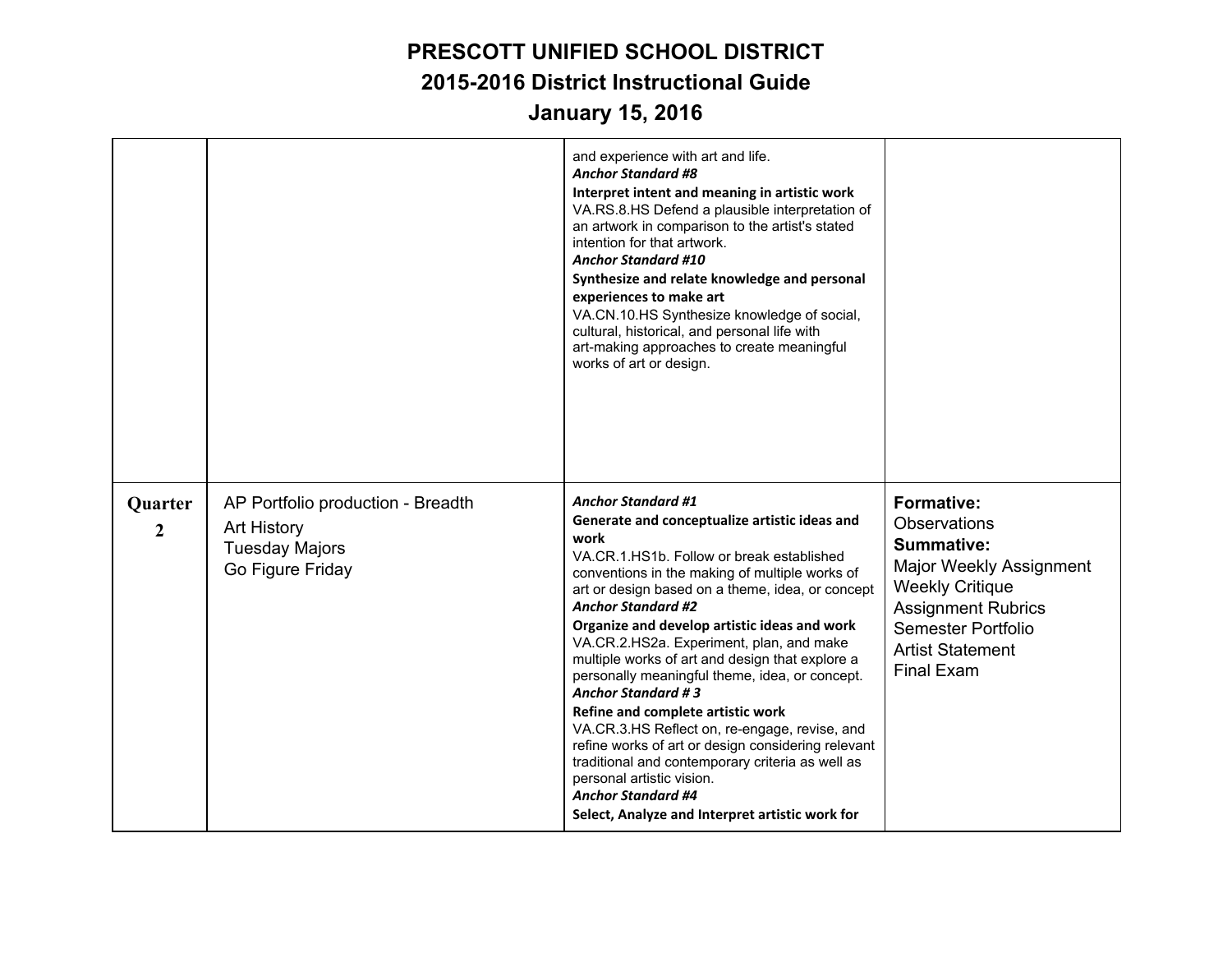# PRESCOTT UNIFIED SCHOOL DISTRICT
## 2015-2016 District Instructional Guide
## January 15, 2016

| | | | |
|---|---|---|---|
| | | and experience with art and life.<br>***Anchor Standard #8***<br>**Interpret intent and meaning in artistic work**<br>VA.RS.8.HS Defend a plausible interpretation of an artwork in comparison to the artist's stated intention for that artwork.<br>***Anchor Standard #10***<br>**Synthesize and relate knowledge and personal experiences to make art**<br>VA.CN.10.HS Synthesize knowledge of social, cultural, historical, and personal life with art-making approaches to create meaningful works of art or design. | |
| **Quarter 2** | AP Portfolio production - Breadth<br>Art History<br>Tuesday Majors<br>Go Figure Friday | ***Anchor Standard #1***<br>**Generate and conceptualize artistic ideas and work**<br>VA.CR.1.HS1b. Follow or break established conventions in the making of multiple works of art or design based on a theme, idea, or concept<br>***Anchor Standard #2***<br>**Organize and develop artistic ideas and work**<br>VA.CR.2.HS2a. Experiment, plan, and make multiple works of art and design that explore a personally meaningful theme, idea, or concept.<br>***Anchor Standard # 3***<br>**Refine and complete artistic work**<br>VA.CR.3.HS Reflect on, re-engage, revise, and refine works of art or design considering relevant traditional and contemporary criteria as well as personal artistic vision.<br>***Anchor Standard #4***<br>**Select, Analyze and Interpret artistic work for** | **Formative:**<br>Observations<br>**Summative:**<br>Major Weekly Assignment<br>Weekly Critique<br>Assignment Rubrics<br>Semester Portfolio<br>Artist Statement<br>Final Exam |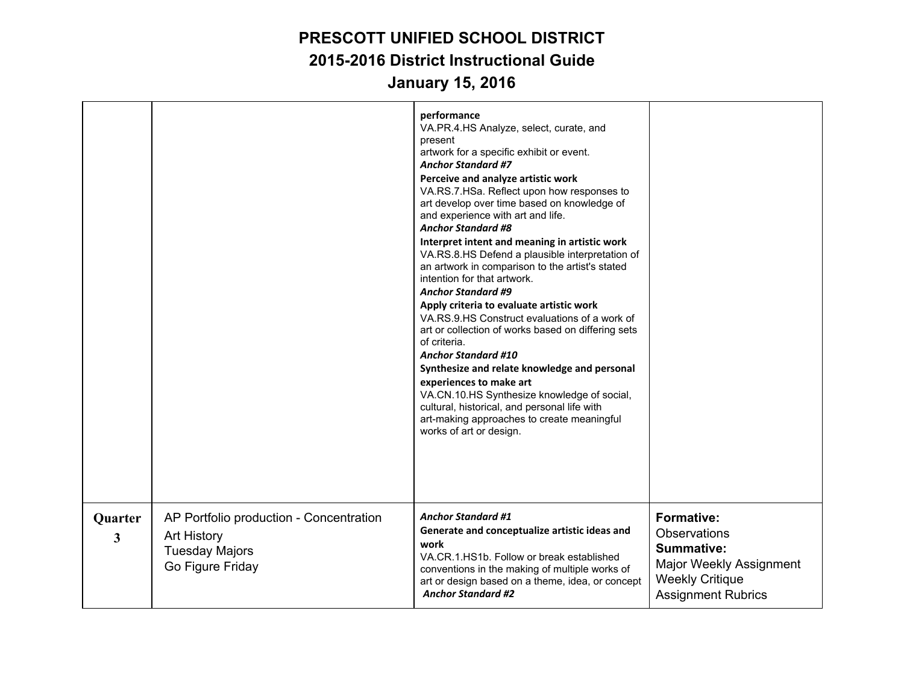# PRESCOTT UNIFIED SCHOOL DISTRICT

## 2015-2016 District Instructional Guide

## January 15, 2016

| | | | |
|---|---|---|---|
| | | **performance**<br>VA.PR.4.HS Analyze, select, curate, and present artwork for a specific exhibit or event.<br>***Anchor Standard #7***<br>**Perceive and analyze artistic work**<br>VA.RS.7.HSa. Reflect upon how responses to art develop over time based on knowledge of and experience with art and life.<br>***Anchor Standard #8***<br>**Interpret intent and meaning in artistic work**<br>VA.RS.8.HS Defend a plausible interpretation of an artwork in comparison to the artist's stated intention for that artwork.<br>***Anchor Standard #9***<br>**Apply criteria to evaluate artistic work**<br>VA.RS.9.HS Construct evaluations of a work of art or collection of works based on differing sets of criteria.<br>***Anchor Standard #10***<br>**Synthesize and relate knowledge and personal experiences to make art**<br>VA.CN.10.HS Synthesize knowledge of social, cultural, historical, and personal life with art-making approaches to create meaningful works of art or design. | |
| **Quarter 3** | AP Portfolio production - Concentration<br>Art History<br>Tuesday Majors<br>Go Figure Friday | ***Anchor Standard #1***<br>**Generate and conceptualize artistic ideas and work**<br>VA.CR.1.HS1b. Follow or break established conventions in the making of multiple works of art or design based on a theme, idea, or concept<br>***Anchor Standard #2*** | **Formative:**<br>Observations<br>**Summative:**<br>Major Weekly Assignment<br>Weekly Critique<br>Assignment Rubrics |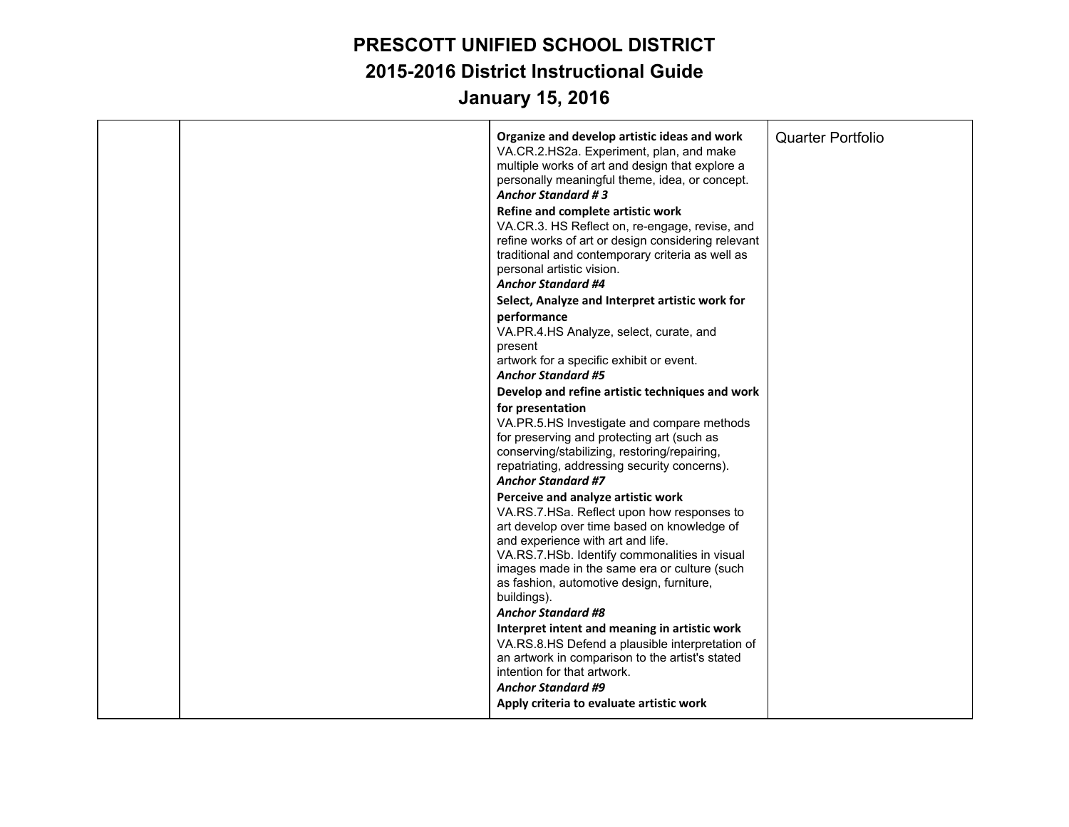# PRESCOTT UNIFIED SCHOOL DISTRICT
## 2015-2016 District Instructional Guide
## January 15, 2016

| | | | |
|---|---|---|---|
| | | **Organize and develop artistic ideas and work**<br>VA.CR.2.HS2a. Experiment, plan, and make multiple works of art and design that explore a personally meaningful theme, idea, or concept.<br>***Anchor Standard # 3***<br>**Refine and complete artistic work**<br>VA.CR.3. HS Reflect on, re-engage, revise, and refine works of art or design considering relevant traditional and contemporary criteria as well as personal artistic vision.<br>***Anchor Standard #4***<br>**Select, Analyze and Interpret artistic work for performance**<br>VA.PR.4.HS Analyze, select, curate, and present<br>artwork for a specific exhibit or event.<br>***Anchor Standard #5***<br>**Develop and refine artistic techniques and work for presentation**<br>VA.PR.5.HS Investigate and compare methods for preserving and protecting art (such as conserving/stabilizing, restoring/repairing, repatriating, addressing security concerns).<br>***Anchor Standard #7***<br>**Perceive and analyze artistic work**<br>VA.RS.7.HSa. Reflect upon how responses to art develop over time based on knowledge of and experience with art and life.<br>VA.RS.7.HSb. Identify commonalities in visual images made in the same era or culture (such as fashion, automotive design, furniture, buildings).<br>***Anchor Standard #8***<br>**Interpret intent and meaning in artistic work**<br>VA.RS.8.HS Defend a plausible interpretation of an artwork in comparison to the artist's stated intention for that artwork.<br>***Anchor Standard #9***<br>**Apply criteria to evaluate artistic work** | Quarter Portfolio |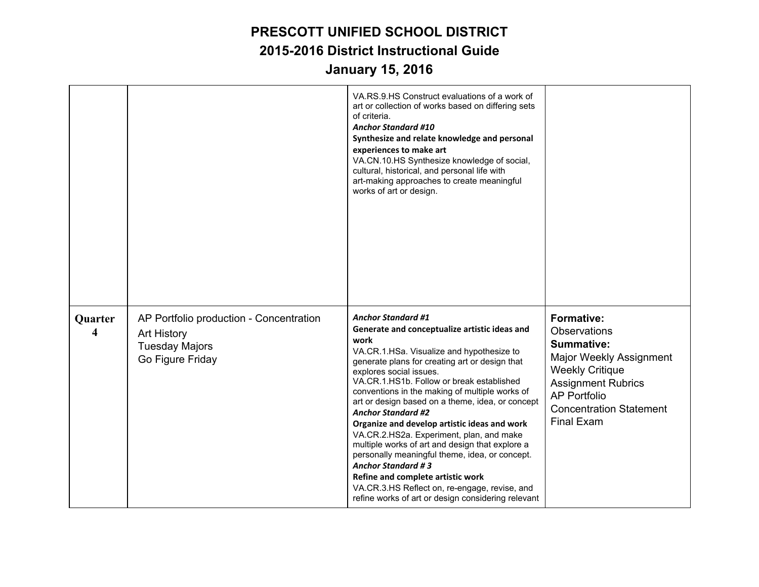# PRESCOTT UNIFIED SCHOOL DISTRICT

## 2015-2016 District Instructional Guide

## January 15, 2016

| | | | |
|---|---|---|---|
| | | VA.RS.9.HS Construct evaluations of a work of art or collection of works based on differing sets of criteria.<br>***Anchor Standard #10***<br>**Synthesize and relate knowledge and personal experiences to make art**<br>VA.CN.10.HS Synthesize knowledge of social, cultural, historical, and personal life with art-making approaches to create meaningful works of art or design. | |
| **Quarter 4** | AP Portfolio production - Concentration<br>Art History<br>Tuesday Majors<br>Go Figure Friday | ***Anchor Standard #1***<br>**Generate and conceptualize artistic ideas and work**<br>VA.CR.1.HSa. Visualize and hypothesize to generate plans for creating art or design that explores social issues.<br>VA.CR.1.HS1b. Follow or break established conventions in the making of multiple works of art or design based on a theme, idea, or concept<br>***Anchor Standard #2***<br>**Organize and develop artistic ideas and work**<br>VA.CR.2.HS2a. Experiment, plan, and make multiple works of art and design that explore a personally meaningful theme, idea, or concept.<br>***Anchor Standard # 3***<br>**Refine and complete artistic work**<br>VA.CR.3.HS Reflect on, re-engage, revise, and refine works of art or design considering relevant | **Formative:**<br>Observations<br>**Summative:**<br>Major Weekly Assignment<br>Weekly Critique<br>Assignment Rubrics<br>AP Portfolio<br>Concentration Statement<br>Final Exam |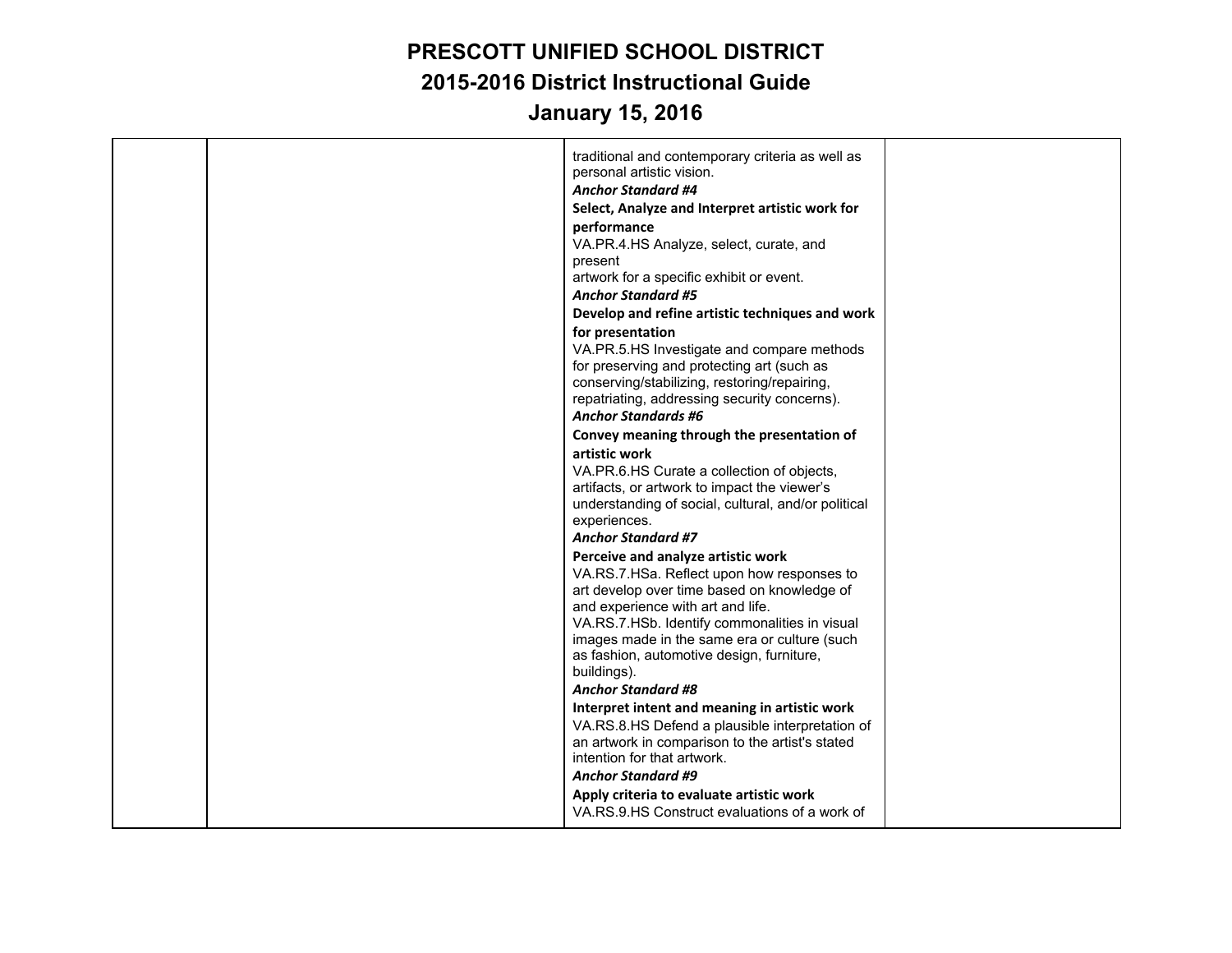| | | | |
|---|---|---|---|
| | | traditional and contemporary criteria as well as personal artistic vision.<br>***Anchor Standard #4***<br>**Select, Analyze and Interpret artistic work for performance**<br>VA.PR.4.HS Analyze, select, curate, and present<br>artwork for a specific exhibit or event.<br>***Anchor Standard #5***<br>**Develop and refine artistic techniques and work for presentation**<br>VA.PR.5.HS Investigate and compare methods for preserving and protecting art (such as conserving/stabilizing, restoring/repairing, repatriating, addressing security concerns).<br>***Anchor Standards #6***<br>**Convey meaning through the presentation of artistic work**<br>VA.PR.6.HS Curate a collection of objects, artifacts, or artwork to impact the viewer's understanding of social, cultural, and/or political experiences.<br>***Anchor Standard #7***<br>**Perceive and analyze artistic work**<br>VA.RS.7.HSa. Reflect upon how responses to art develop over time based on knowledge of and experience with art and life.<br>VA.RS.7.HSb. Identify commonalities in visual images made in the same era or culture (such as fashion, automotive design, furniture, buildings).<br>***Anchor Standard #8***<br>**Interpret intent and meaning in artistic work**<br>VA.RS.8.HS Defend a plausible interpretation of an artwork in comparison to the artist's stated intention for that artwork.<br>***Anchor Standard #9***<br>**Apply criteria to evaluate artistic work**<br>VA.RS.9.HS Construct evaluations of a work of | |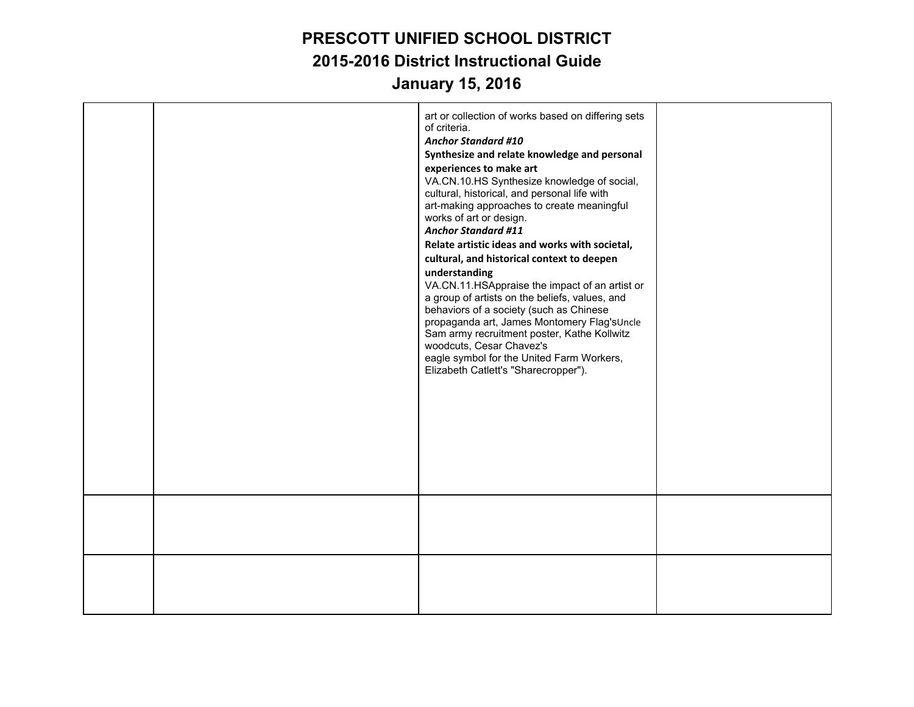# PRESCOTT UNIFIED SCHOOL DISTRICT
## 2015-2016 District Instructional Guide
## January 15, 2016

| | | | |
|---|---|---|---|
| | | art or collection of works based on differing sets of criteria.<br>***Anchor Standard #10***<br>**Synthesize and relate knowledge and personal experiences to make art**<br>VA.CN.10.HS Synthesize knowledge of social, cultural, historical, and personal life with art-making approaches to create meaningful works of art or design.<br>***Anchor Standard #11***<br>**Relate artistic ideas and works with societal, cultural, and historical context to deepen understanding**<br>VA.CN.11.HSAppraise the impact of an artist or a group of artists on the beliefs, values, and behaviors of a society (such as Chinese propaganda art, James Montomery Flag'sUncle Sam army recruitment poster, Kathe Kollwitz woodcuts, Cesar Chavez's eagle symbol for the United Farm Workers, Elizabeth Catlett's "Sharecropper"). | |
| | | | |
| | | | |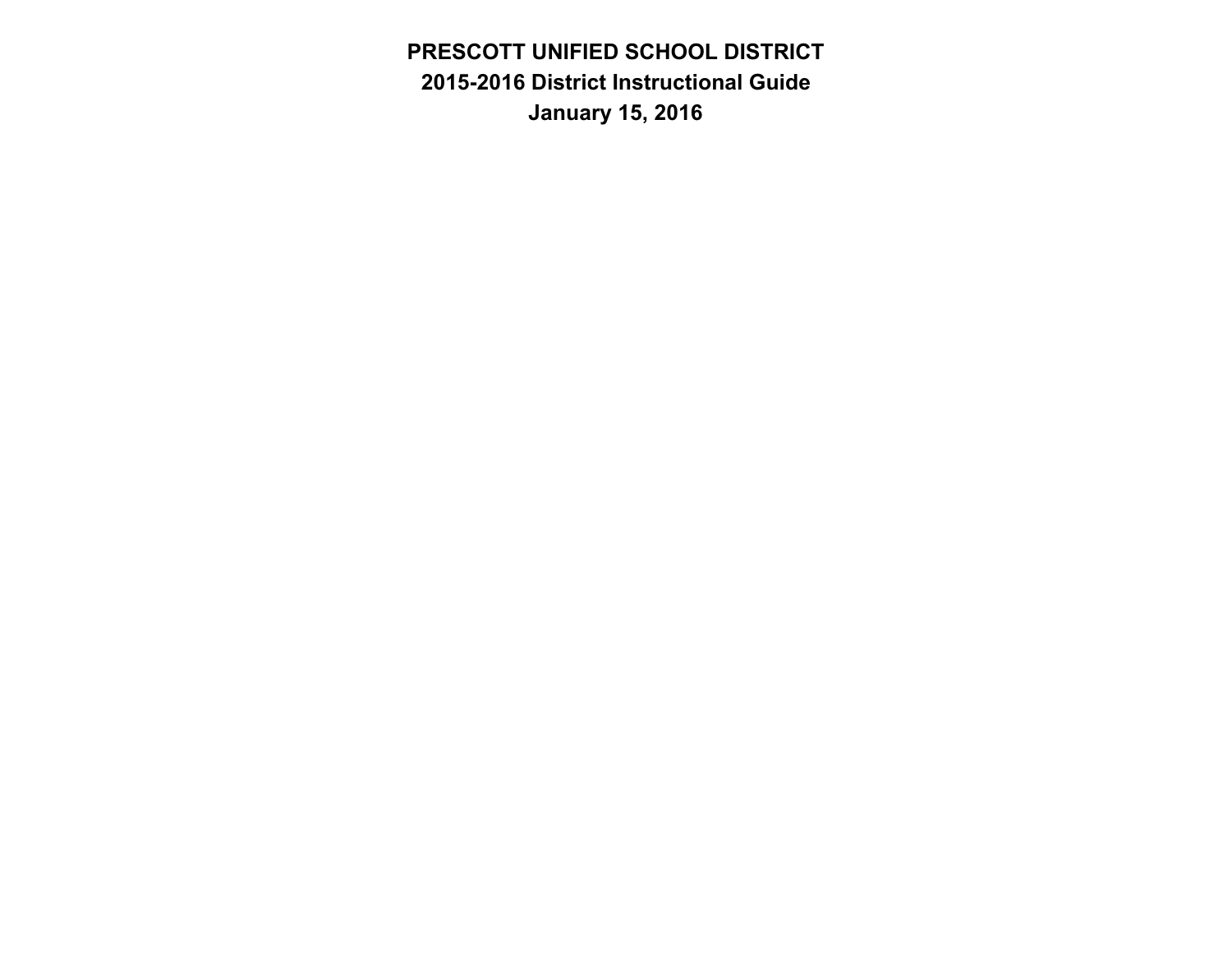# PRESCOTT UNIFIED SCHOOL DISTRICT

## 2015-2016 District Instructional Guide

## January 15, 2016